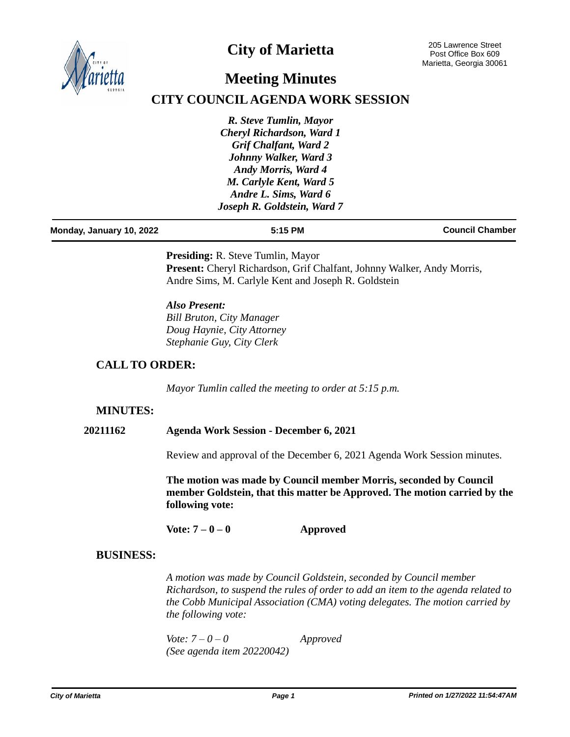# City of Marietta

205 Lawrence Street
Post Office Box 609
Marietta, Georgia 30061

## Meeting Minutes

## CITY COUNCIL AGENDA WORK SESSION

***R. Steve Tumlin, Mayor***
***Cheryl Richardson, Ward 1***
***Grif Chalfant, Ward 2***
***Johnny Walker, Ward 3***
***Andy Morris, Ward 4***
***M. Carlyle Kent, Ward 5***
***Andre L. Sims, Ward 6***
***Joseph R. Goldstein, Ward 7***

**Monday, January 10, 2022** | **5:15 PM** | **Council Chamber**

**Presiding:** R. Steve Tumlin, Mayor
**Present:** Cheryl Richardson, Grif Chalfant, Johnny Walker, Andy Morris, Andre Sims, M. Carlyle Kent and Joseph R. Goldstein

***Also Present:***
*Bill Bruton, City Manager*
*Doug Haynie, City Attorney*
*Stephanie Guy, City Clerk*

### CALL TO ORDER:

*Mayor Tumlin called the meeting to order at 5:15 p.m.*

### MINUTES:

**20211162** **Agenda Work Session - December 6, 2021**

Review and approval of the December 6, 2021 Agenda Work Session minutes.

**The motion was made by Council member Morris, seconded by Council member Goldstein, that this matter be Approved. The motion carried by the following vote:**

**Vote: 7 – 0 – 0** **Approved**

### BUSINESS:

*A motion was made by Council Goldstein, seconded by Council member Richardson, to suspend the rules of order to add an item to the agenda related to the Cobb Municipal Association (CMA) voting delegates. The motion carried by the following vote:*

*Vote: 7 – 0 – 0* *Approved*
*(See agenda item 20220042)*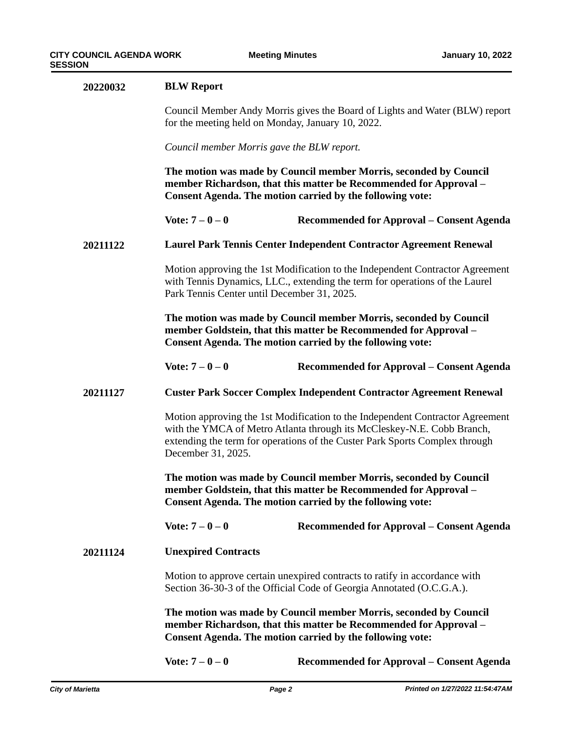**20220032** **BLW Report**

Council Member Andy Morris gives the Board of Lights and Water (BLW) report for the meeting held on Monday, January 10, 2022.

*Council member Morris gave the BLW report.*

**The motion was made by Council member Morris, seconded by Council member Richardson, that this matter be Recommended for Approval – Consent Agenda. The motion carried by the following vote:**

**Vote: 7 – 0 – 0** **Recommended for Approval – Consent Agenda**

**20211122** **Laurel Park Tennis Center Independent Contractor Agreement Renewal**

Motion approving the 1st Modification to the Independent Contractor Agreement with Tennis Dynamics, LLC., extending the term for operations of the Laurel Park Tennis Center until December 31, 2025.

**The motion was made by Council member Morris, seconded by Council member Goldstein, that this matter be Recommended for Approval – Consent Agenda. The motion carried by the following vote:**

**Vote: 7 – 0 – 0** **Recommended for Approval – Consent Agenda**

**20211127** **Custer Park Soccer Complex Independent Contractor Agreement Renewal**

Motion approving the 1st Modification to the Independent Contractor Agreement with the YMCA of Metro Atlanta through its McCleskey-N.E. Cobb Branch, extending the term for operations of the Custer Park Sports Complex through December 31, 2025.

**The motion was made by Council member Morris, seconded by Council member Goldstein, that this matter be Recommended for Approval – Consent Agenda. The motion carried by the following vote:**

**Vote: 7 – 0 – 0** **Recommended for Approval – Consent Agenda**

**20211124** **Unexpired Contracts**

Motion to approve certain unexpired contracts to ratify in accordance with Section 36-30-3 of the Official Code of Georgia Annotated (O.C.G.A.).

**The motion was made by Council member Morris, seconded by Council member Richardson, that this matter be Recommended for Approval – Consent Agenda. The motion carried by the following vote:**

**Vote: 7 – 0 – 0** **Recommended for Approval – Consent Agenda**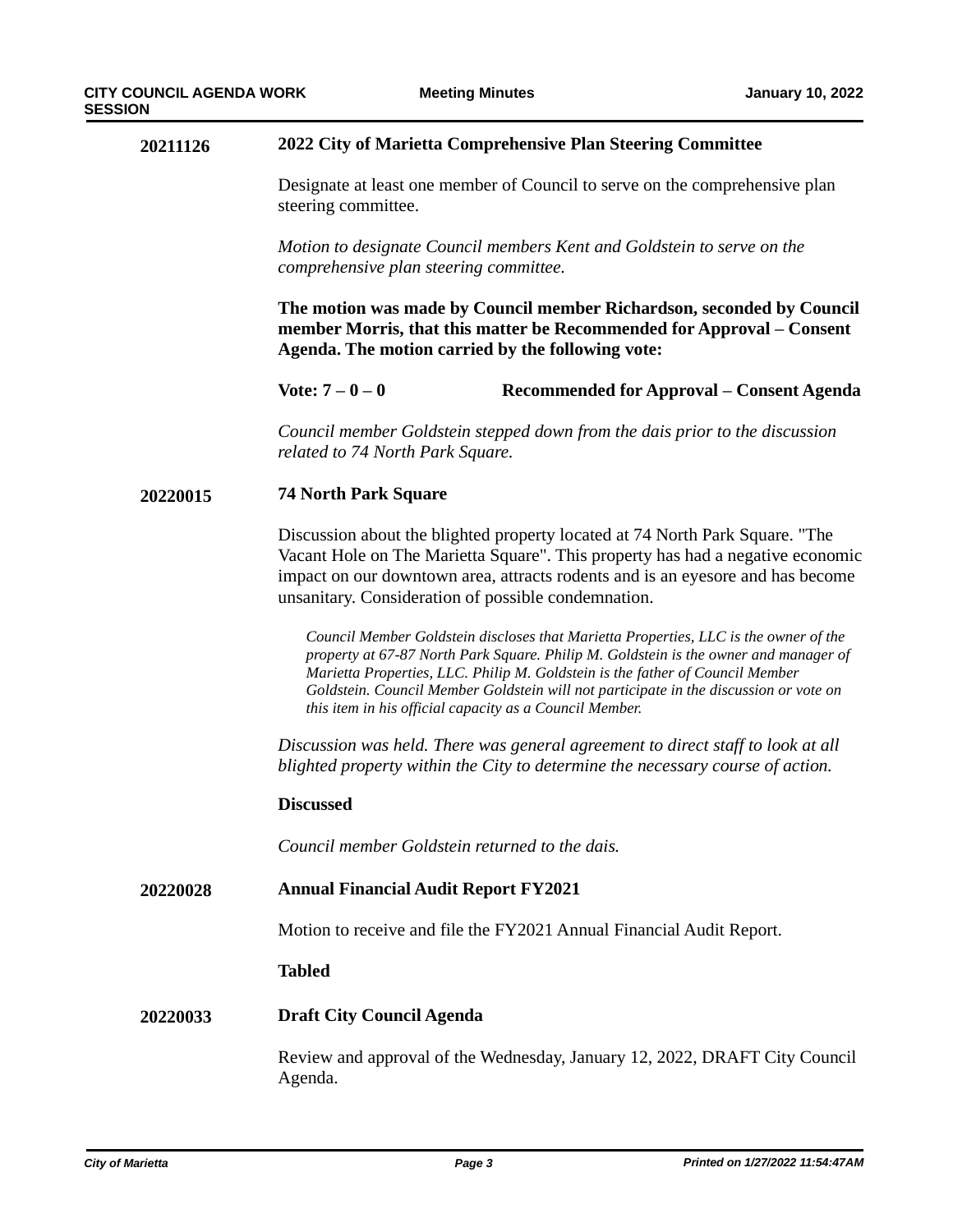## 20211126 2022 City of Marietta Comprehensive Plan Steering Committee

Designate at least one member of Council to serve on the comprehensive plan steering committee.

*Motion to designate Council members Kent and Goldstein to serve on the comprehensive plan steering committee.*

**The motion was made by Council member Richardson, seconded by Council member Morris, that this matter be Recommended for Approval – Consent Agenda. The motion carried by the following vote:**

**Vote: 7 – 0 – 0** **Recommended for Approval – Consent Agenda**

*Council member Goldstein stepped down from the dais prior to the discussion related to 74 North Park Square.*

## 20220015 74 North Park Square

Discussion about the blighted property located at 74 North Park Square. "The Vacant Hole on The Marietta Square". This property has had a negative economic impact on our downtown area, attracts rodents and is an eyesore and has become unsanitary. Consideration of possible condemnation.

> *Council Member Goldstein discloses that Marietta Properties, LLC is the owner of the property at 67-87 North Park Square. Philip M. Goldstein is the owner and manager of Marietta Properties, LLC. Philip M. Goldstein is the father of Council Member Goldstein. Council Member Goldstein will not participate in the discussion or vote on this item in his official capacity as a Council Member.*

*Discussion was held. There was general agreement to direct staff to look at all blighted property within the City to determine the necessary course of action.*

**Discussed**

*Council member Goldstein returned to the dais.*

## 20220028 Annual Financial Audit Report FY2021

Motion to receive and file the FY2021 Annual Financial Audit Report.

**Tabled**

## 20220033 Draft City Council Agenda

Review and approval of the Wednesday, January 12, 2022, DRAFT City Council Agenda.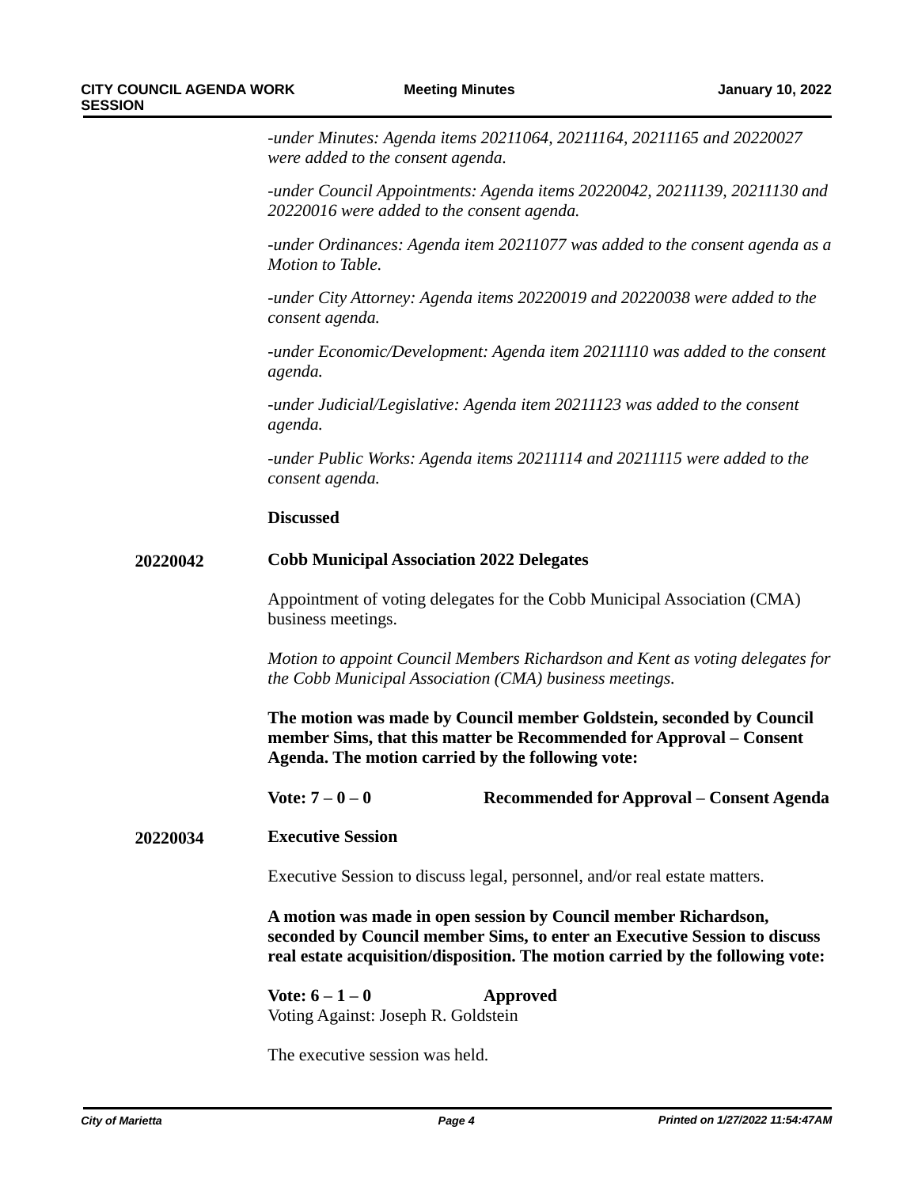*-under Minutes: Agenda items 20211064, 20211164, 20211165 and 20220027 were added to the consent agenda.*

*-under Council Appointments: Agenda items 20220042, 20211139, 20211130 and 20220016 were added to the consent agenda.*

*-under Ordinances: Agenda item 20211077 was added to the consent agenda as a Motion to Table.*

*-under City Attorney: Agenda items 20220019 and 20220038 were added to the consent agenda.*

*-under Economic/Development: Agenda item 20211110 was added to the consent agenda.*

*-under Judicial/Legislative: Agenda item 20211123 was added to the consent agenda.*

*-under Public Works: Agenda items 20211114 and 20211115 were added to the consent agenda.*

**Discussed**

**20220042 Cobb Municipal Association 2022 Delegates**

Appointment of voting delegates for the Cobb Municipal Association (CMA) business meetings.

*Motion to appoint Council Members Richardson and Kent as voting delegates for the Cobb Municipal Association (CMA) business meetings.*

**The motion was made by Council member Goldstein, seconded by Council member Sims, that this matter be Recommended for Approval – Consent Agenda. The motion carried by the following vote:**

**Vote: 7 – 0 – 0** **Recommended for Approval – Consent Agenda**

**20220034 Executive Session**

Executive Session to discuss legal, personnel, and/or real estate matters.

**A motion was made in open session by Council member Richardson, seconded by Council member Sims, to enter an Executive Session to discuss real estate acquisition/disposition. The motion carried by the following vote:**

**Vote: 6 – 1 – 0** **Approved**

Voting Against: Joseph R. Goldstein

The executive session was held.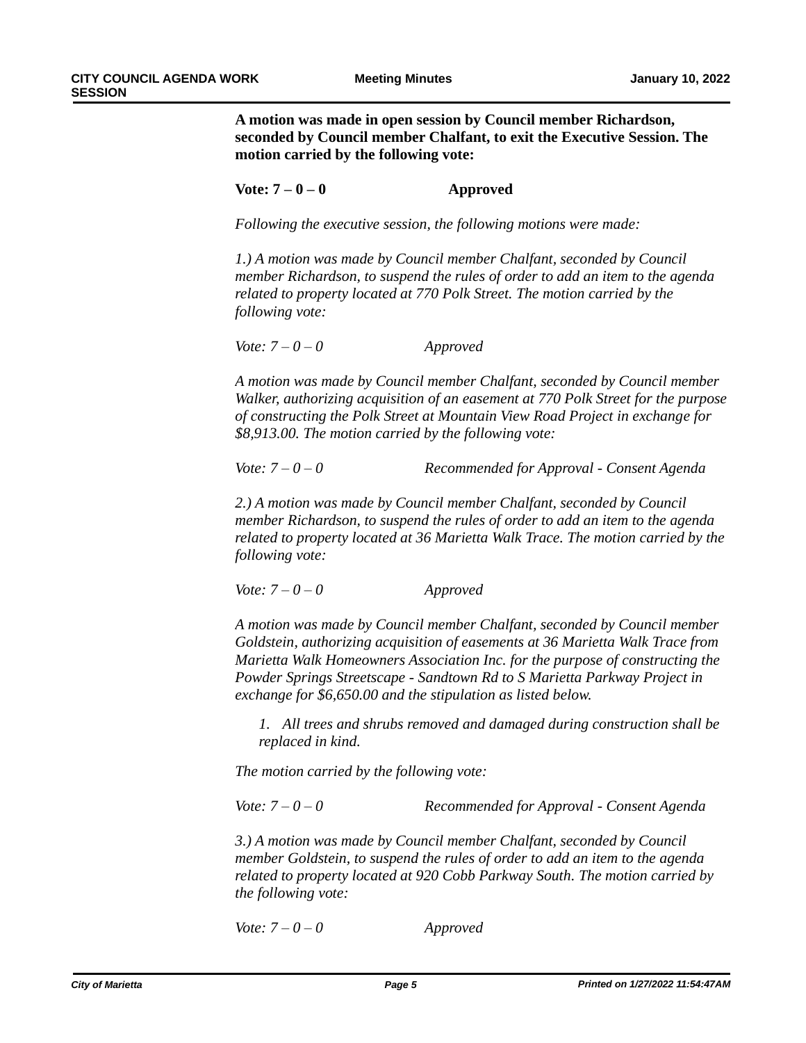**A motion was made in open session by Council member Richardson, seconded by Council member Chalfant, to exit the Executive Session. The motion carried by the following vote:**

**Vote: 7 – 0 – 0 Approved**

*Following the executive session, the following motions were made:*

*1.) A motion was made by Council member Chalfant, seconded by Council member Richardson, to suspend the rules of order to add an item to the agenda related to property located at 770 Polk Street. The motion carried by the following vote:*

*Vote: 7 – 0 – 0 Approved*

*A motion was made by Council member Chalfant, seconded by Council member Walker, authorizing acquisition of an easement at 770 Polk Street for the purpose of constructing the Polk Street at Mountain View Road Project in exchange for $8,913.00. The motion carried by the following vote:*

*Vote: 7 – 0 – 0 Recommended for Approval - Consent Agenda*

*2.) A motion was made by Council member Chalfant, seconded by Council member Richardson, to suspend the rules of order to add an item to the agenda related to property located at 36 Marietta Walk Trace. The motion carried by the following vote:*

*Vote: 7 – 0 – 0 Approved*

*A motion was made by Council member Chalfant, seconded by Council member Goldstein, authorizing acquisition of easements at 36 Marietta Walk Trace from Marietta Walk Homeowners Association Inc. for the purpose of constructing the Powder Springs Streetscape - Sandtown Rd to S Marietta Parkway Project in exchange for $6,650.00 and the stipulation as listed below.*

1. *All trees and shrubs removed and damaged during construction shall be replaced in kind.*

*The motion carried by the following vote:*

*Vote: 7 – 0 – 0 Recommended for Approval - Consent Agenda*

*3.) A motion was made by Council member Chalfant, seconded by Council member Goldstein, to suspend the rules of order to add an item to the agenda related to property located at 920 Cobb Parkway South. The motion carried by the following vote:*

*Vote: 7 – 0 – 0 Approved*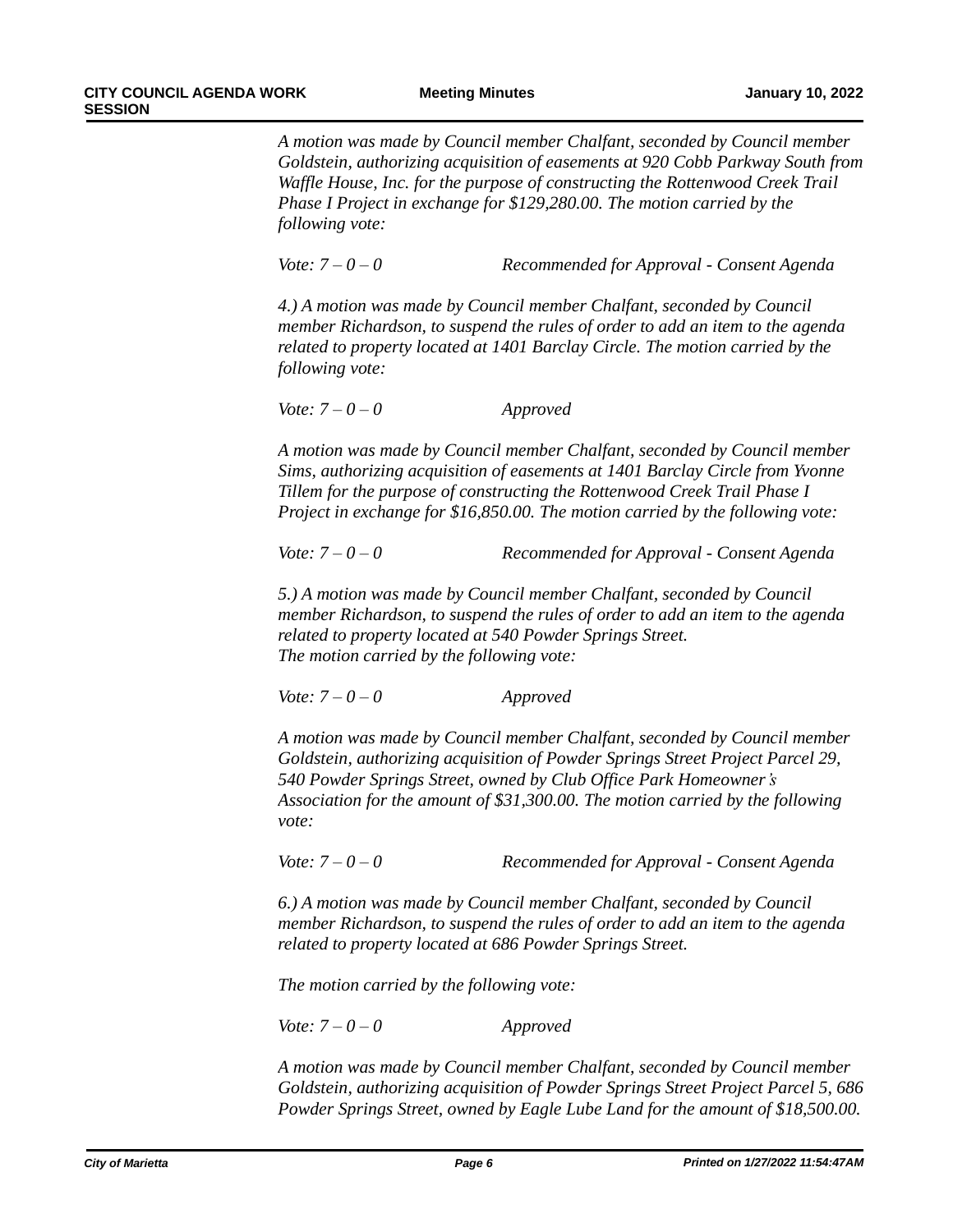*A motion was made by Council member Chalfant, seconded by Council member Goldstein, authorizing acquisition of easements at 920 Cobb Parkway South from Waffle House, Inc. for the purpose of constructing the Rottenwood Creek Trail Phase I Project in exchange for $129,280.00. The motion carried by the following vote:*

*Vote: 7 – 0 – 0 Recommended for Approval - Consent Agenda*

*4.) A motion was made by Council member Chalfant, seconded by Council member Richardson, to suspend the rules of order to add an item to the agenda related to property located at 1401 Barclay Circle. The motion carried by the following vote:*

*Vote: 7 – 0 – 0 Approved*

*A motion was made by Council member Chalfant, seconded by Council member Sims, authorizing acquisition of easements at 1401 Barclay Circle from Yvonne Tillem for the purpose of constructing the Rottenwood Creek Trail Phase I Project in exchange for $16,850.00. The motion carried by the following vote:*

*Vote: 7 – 0 – 0 Recommended for Approval - Consent Agenda*

*5.) A motion was made by Council member Chalfant, seconded by Council member Richardson, to suspend the rules of order to add an item to the agenda related to property located at 540 Powder Springs Street.*
*The motion carried by the following vote:*

*Vote: 7 – 0 – 0 Approved*

*A motion was made by Council member Chalfant, seconded by Council member Goldstein, authorizing acquisition of Powder Springs Street Project Parcel 29, 540 Powder Springs Street, owned by Club Office Park Homeowner's Association for the amount of $31,300.00. The motion carried by the following vote:*

*Vote: 7 – 0 – 0 Recommended for Approval - Consent Agenda*

*6.) A motion was made by Council member Chalfant, seconded by Council member Richardson, to suspend the rules of order to add an item to the agenda related to property located at 686 Powder Springs Street.*

*The motion carried by the following vote:*

*Vote: 7 – 0 – 0 Approved*

*A motion was made by Council member Chalfant, seconded by Council member Goldstein, authorizing acquisition of Powder Springs Street Project Parcel 5, 686 Powder Springs Street, owned by Eagle Lube Land for the amount of $18,500.00.*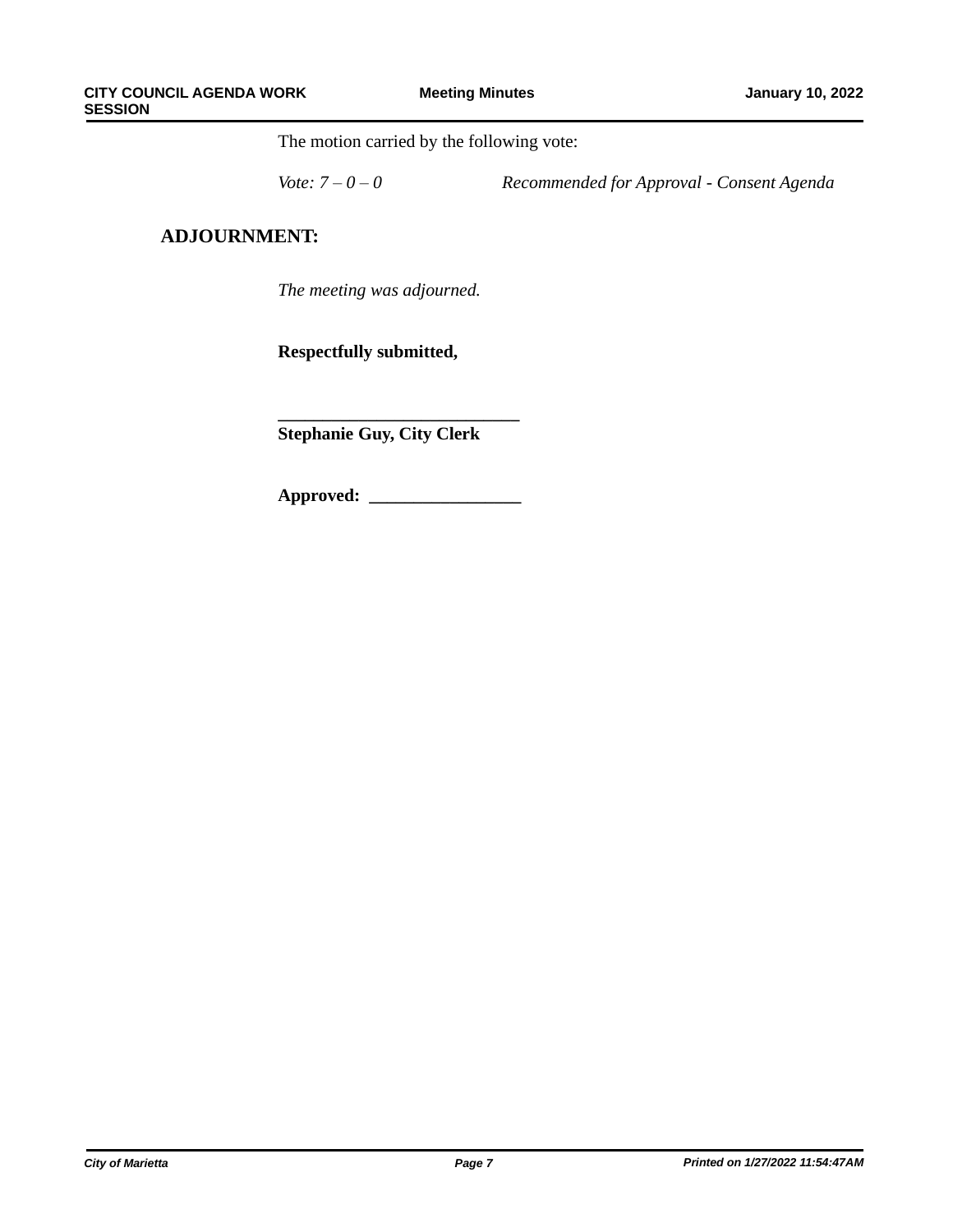The motion carried by the following vote:

*Vote: 7 – 0 – 0* *Recommended for Approval - Consent Agenda*

## ADJOURNMENT:

*The meeting was adjourned.*

**Respectfully submitted,**

**___________________________**
**Stephanie Guy, City Clerk**

**Approved: _________________**